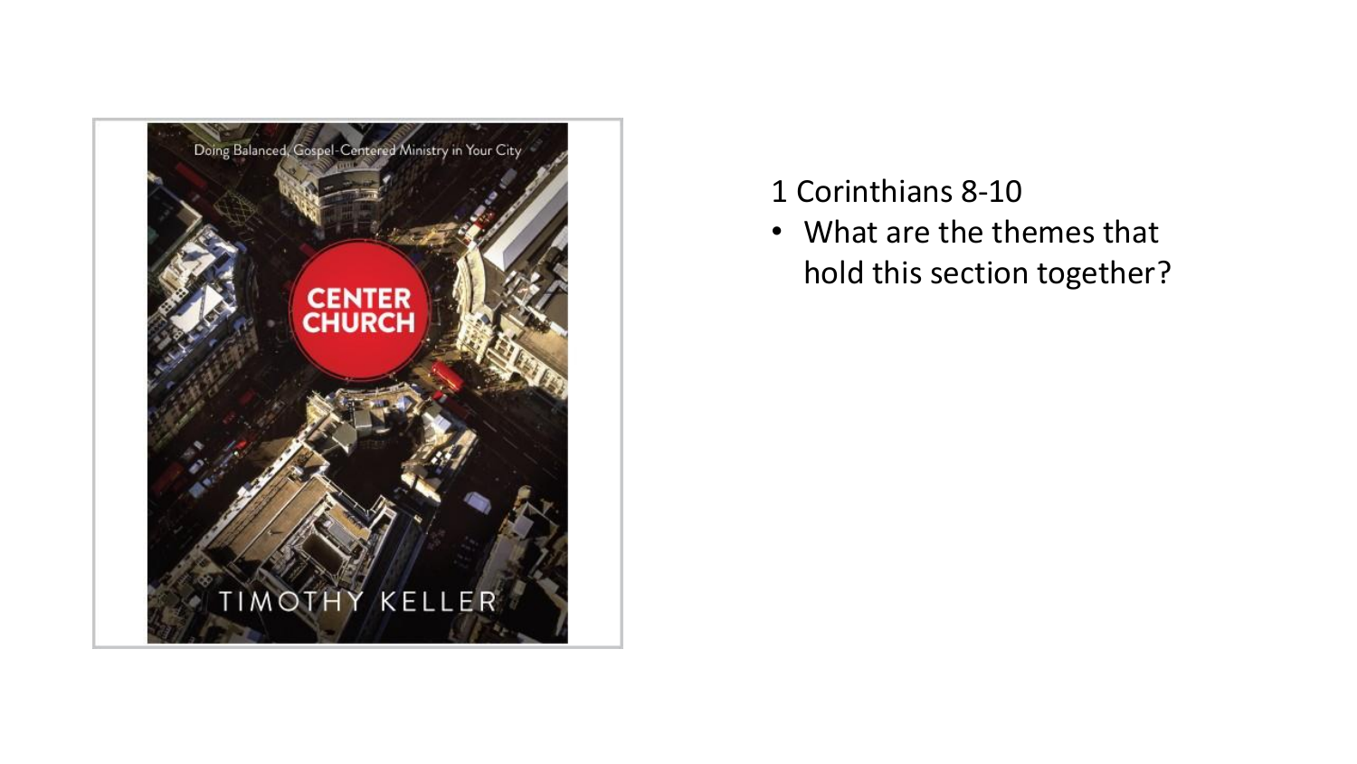Doing Balanced, Gospel-Centered Ministry in Your City

CENTER CHURCH

TIMOTHY KELLER

1 Corinthians 8-10

- What are the themes that hold this section together?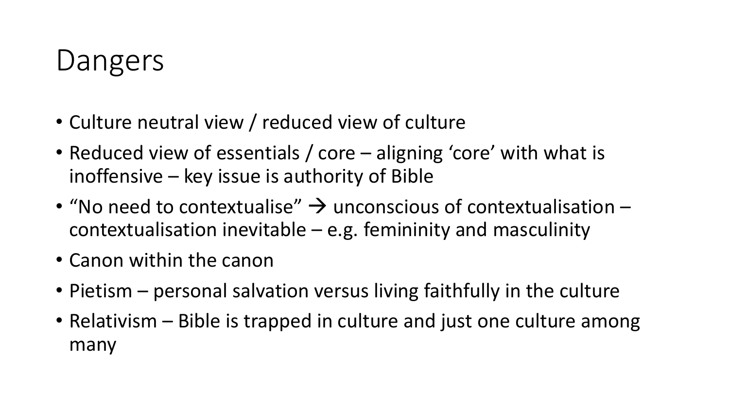# Dangers

- Culture neutral view / reduced view of culture
- Reduced view of essentials / core – aligning 'core' with what is inoffensive – key issue is authority of Bible
- "No need to contextualise" → unconscious of contextualisation – contextualisation inevitable – e.g. femininity and masculinity
- Canon within the canon
- Pietism – personal salvation versus living faithfully in the culture
- Relativism – Bible is trapped in culture and just one culture among many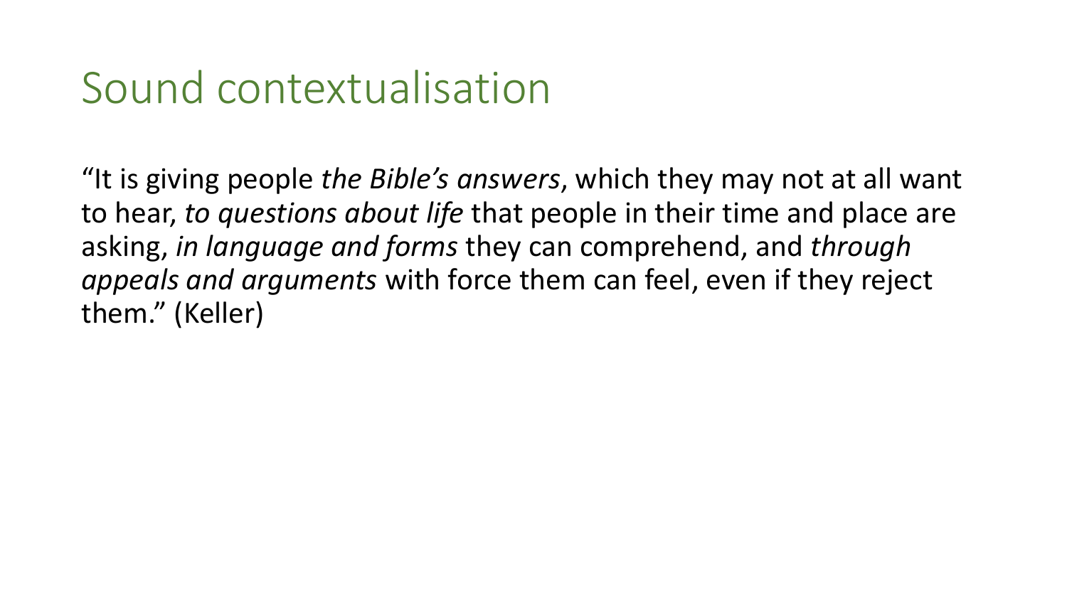# Sound contextualisation

"It is giving people *the Bible's answers*, which they may not at all want to hear, *to questions about life* that people in their time and place are asking, *in language and forms* they can comprehend, and *through appeals and arguments* with force them can feel, even if they reject them." (Keller)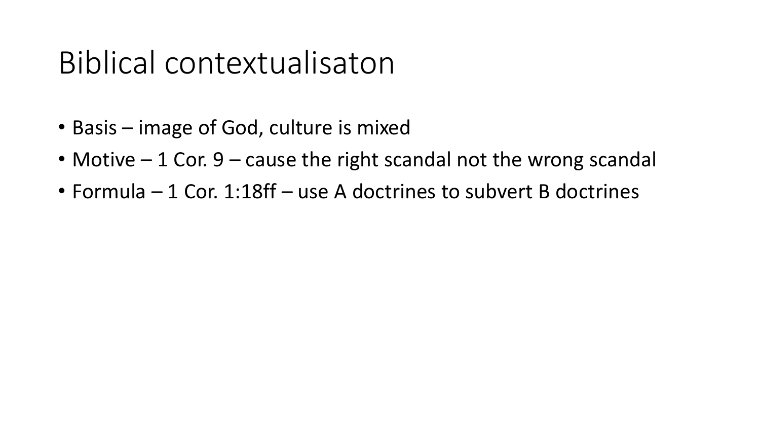# Biblical contextualisaton

- Basis – image of God, culture is mixed
- Motive – 1 Cor. 9 – cause the right scandal not the wrong scandal
- Formula – 1 Cor. 1:18ff – use A doctrines to subvert B doctrines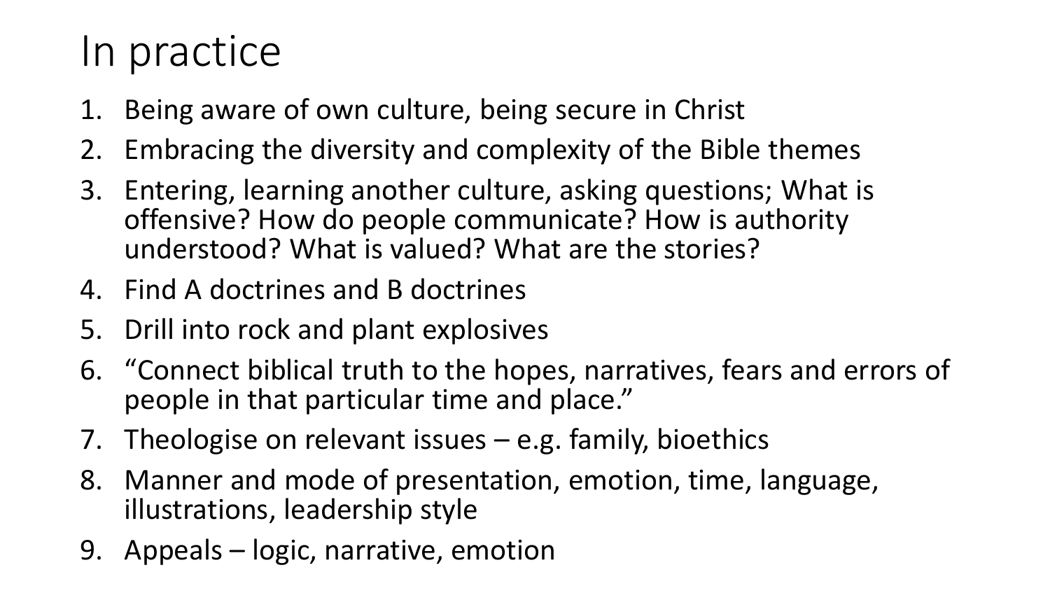# In practice

1. Being aware of own culture, being secure in Christ
2. Embracing the diversity and complexity of the Bible themes
3. Entering, learning another culture, asking questions; What is offensive? How do people communicate? How is authority understood? What is valued? What are the stories?
4. Find A doctrines and B doctrines
5. Drill into rock and plant explosives
6. "Connect biblical truth to the hopes, narratives, fears and errors of people in that particular time and place."
7. Theologise on relevant issues – e.g. family, bioethics
8. Manner and mode of presentation, emotion, time, language, illustrations, leadership style
9. Appeals – logic, narrative, emotion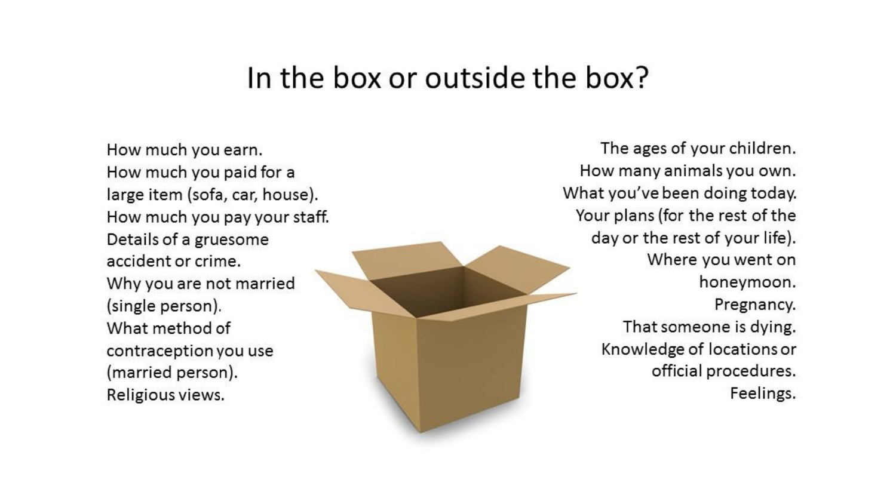# In the box or outside the box?

How much you earn.
How much you paid for a large item (sofa, car, house).
How much you pay your staff.
Details of a gruesome accident or crime.
Why you are not married (single person).
What method of contraception you use (married person).
Religious views.

The ages of your children.
How many animals you own.
What you've been doing today.
Your plans (for the rest of the day or the rest of your life).
Where you went on honeymoon.
Pregnancy.
That someone is dying.
Knowledge of locations or official procedures.
Feelings.